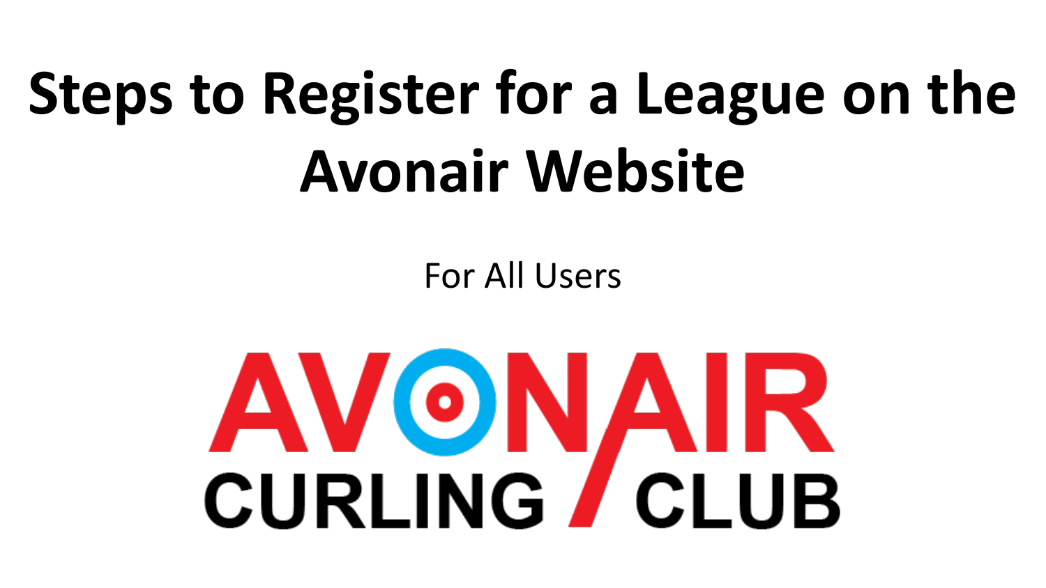# Steps to Register for a League on the Avonair Website

For All Users

AVONAIR CURLING CLUB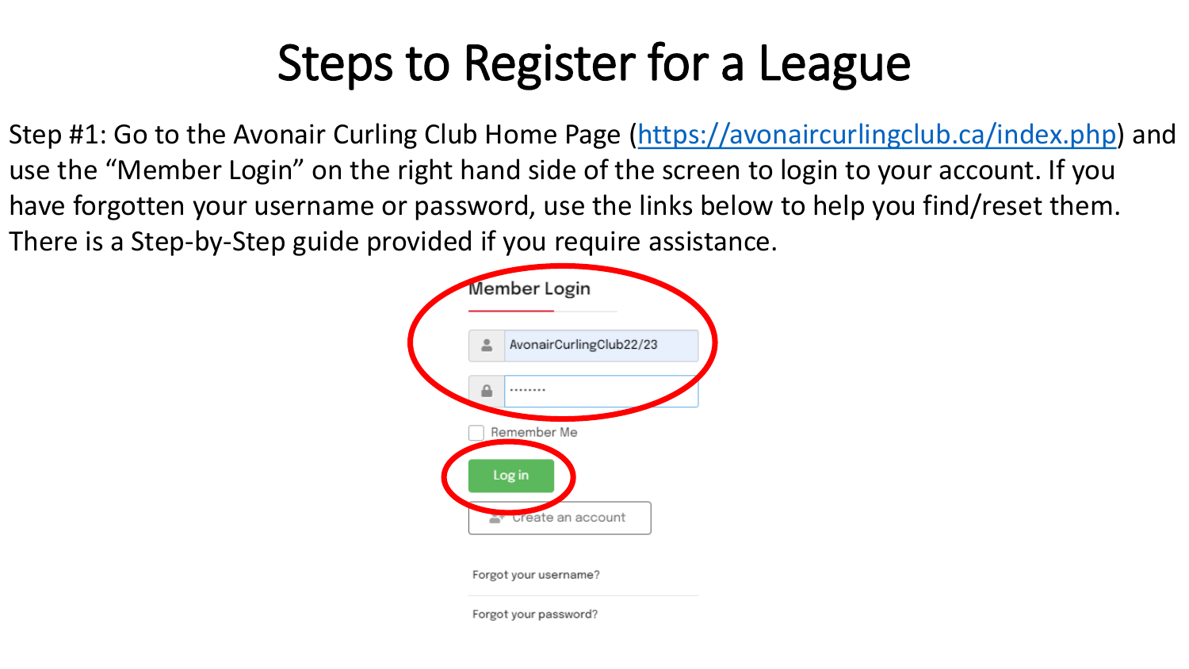# Steps to Register for a League

Step #1: Go to the Avonair Curling Club Home Page (https://avonaircurlingclub.ca/index.php) and use the "Member Login" on the right hand side of the screen to login to your account. If you have forgotten your username or password, use the links below to help you find/reset them. There is a Step-by-Step guide provided if you require assistance.

Member Login

AvonairCurlingClub22/23

Remember Me

Log in

Create an account

Forgot your username?

Forgot your password?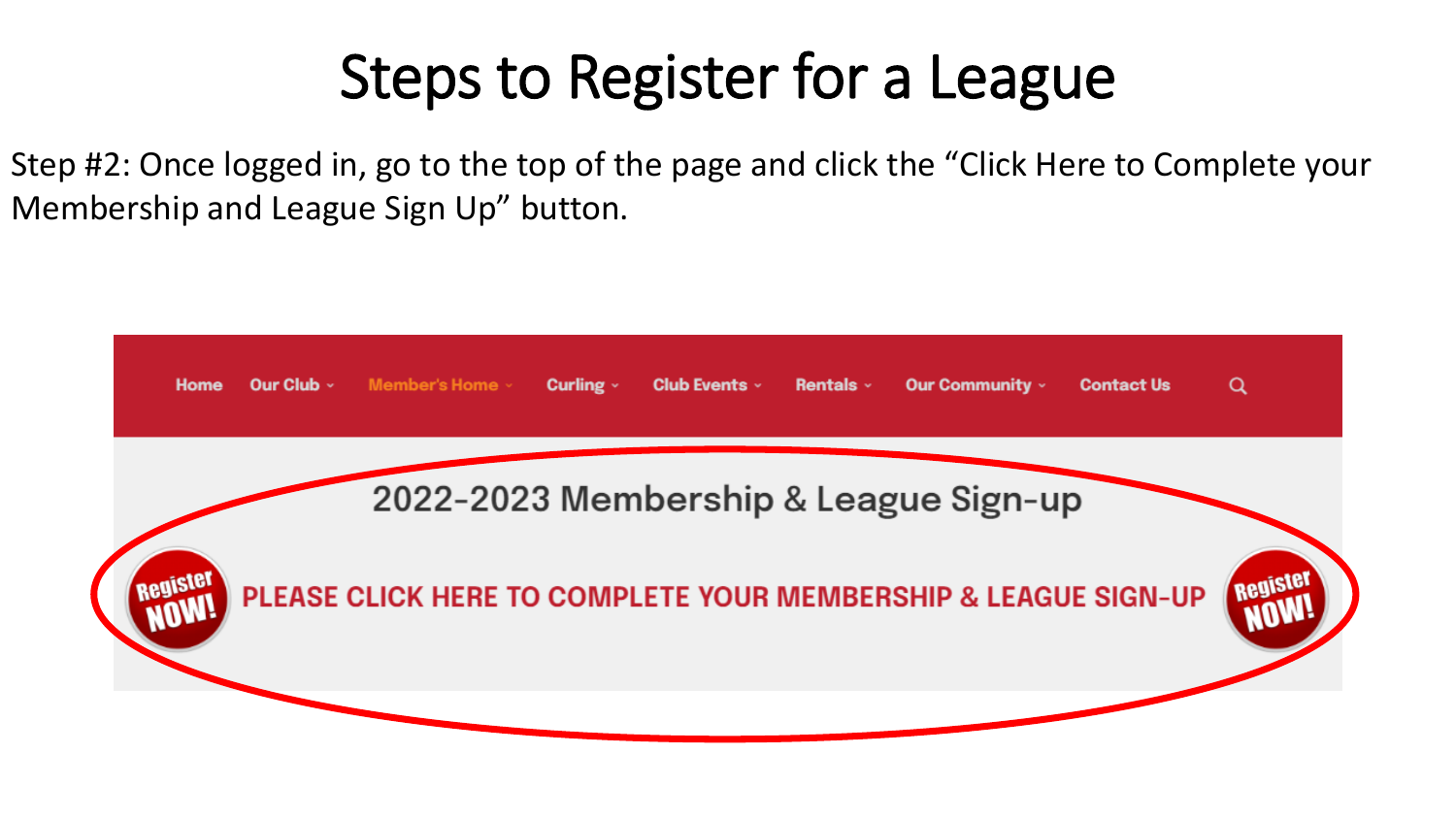# Steps to Register for a League

Step #2: Once logged in, go to the top of the page and click the "Click Here to Complete your Membership and League Sign Up" button.

Home | Our Club | Member's Home | Curling | Club Events | Rentals | Our Community | Contact Us

2022-2023 Membership & League Sign-up

Register NOW! PLEASE CLICK HERE TO COMPLETE YOUR MEMBERSHIP & LEAGUE SIGN-UP Register NOW!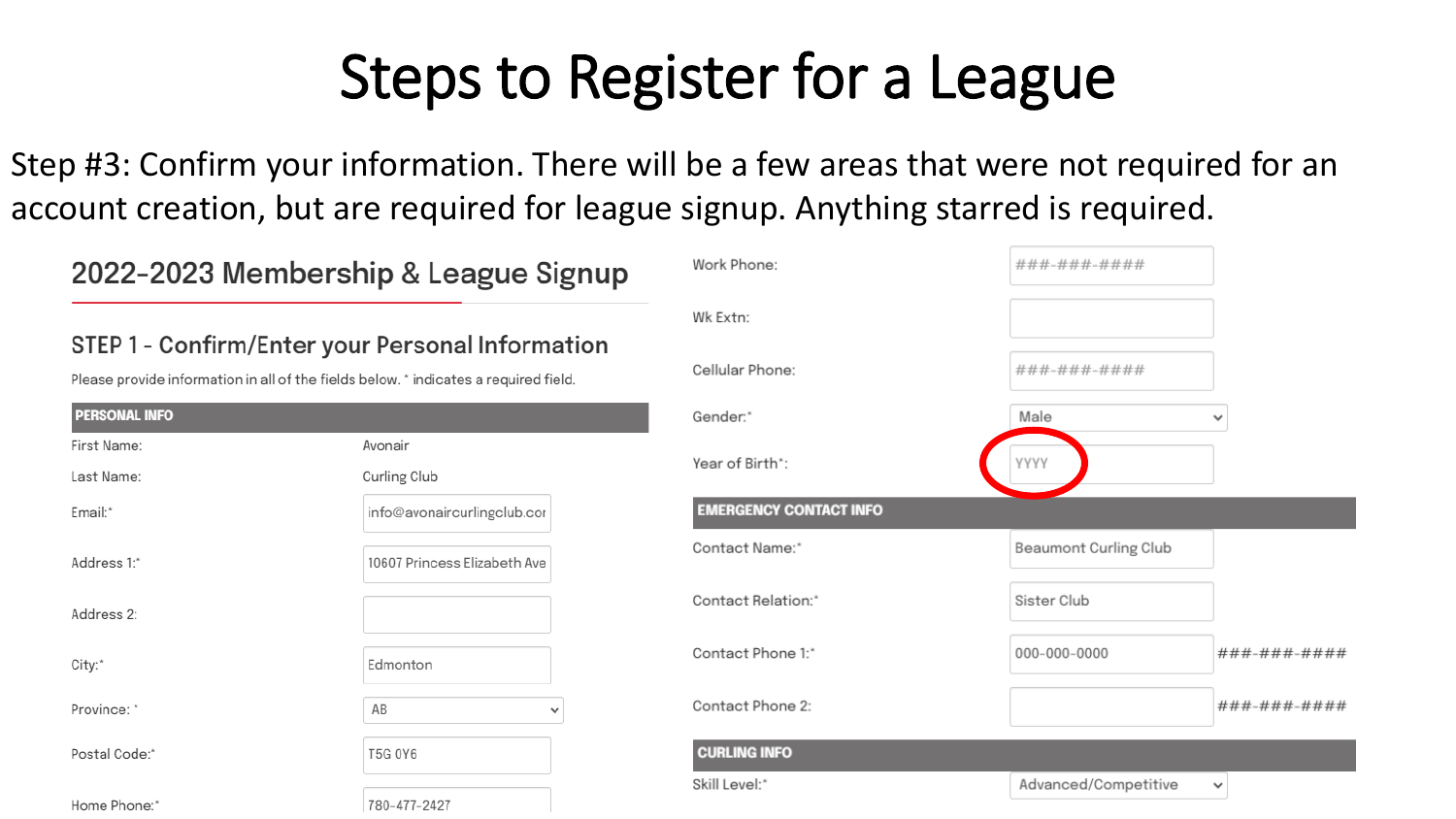# Steps to Register for a League

Step #3: Confirm your information. There will be a few areas that were not required for an account creation, but are required for league signup. Anything starred is required.

## 2022-2023 Membership & League Signup

### STEP 1 - Confirm/Enter your Personal Information

Please provide information in all of the fields below. * indicates a required field.

| PERSONAL INFO | |
|---|---|
| First Name: | Avonair |
| Last Name: | Curling Club |
| Email:* | info@avonaircurlingclub.cor |
| Address 1:* | 10607 Princess Elizabeth Ave |
| Address 2: | |
| City:* | Edmonton |
| Province: * | AB |
| Postal Code:* | T5G 0Y6 |
| Home Phone:* | 780-477-2427 |
| Work Phone: | ###-###-#### |
| Wk Extn: | |
| Cellular Phone: | ###-###-#### |
| Gender:* | Male |
| Year of Birth*: | YYYY |

| EMERGENCY CONTACT INFO | | |
|---|---|---|
| Contact Name:* | Beaumont Curling Club | |
| Contact Relation:* | Sister Club | |
| Contact Phone 1:* | 000-000-0000 | ###-###-#### |
| Contact Phone 2: | | ###-###-#### |

| CURLING INFO | |
|---|---|
| Skill Level:* | Advanced/Competitive |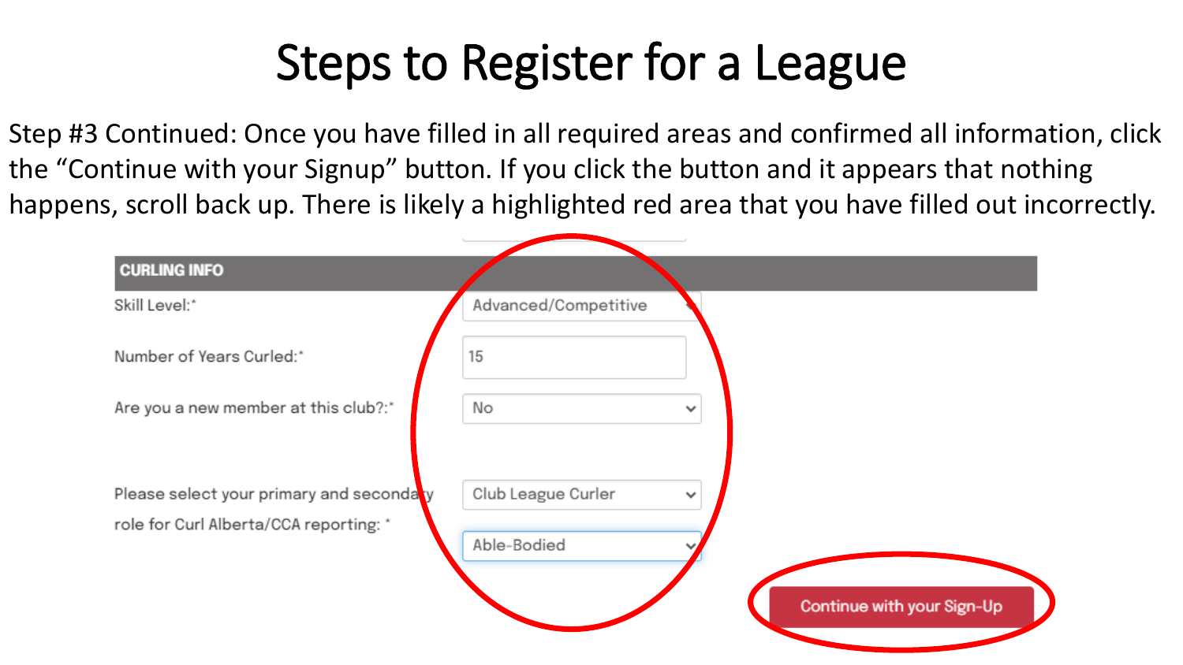# Steps to Register for a League

Step #3 Continued: Once you have filled in all required areas and confirmed all information, click the “Continue with your Signup” button. If you click the button and it appears that nothing happens, scroll back up. There is likely a highlighted red area that you have filled out incorrectly.

**CURLING INFO**

| Field | Value |
| --- | --- |
| Skill Level:* | Advanced/Competitive |
| Number of Years Curled:* | 15 |
| Are you a new member at this club?:* | No |
| Please select your primary and secondary role for Curl Alberta/CCA reporting: * | Club League Curler |
| | Able-Bodied |

Continue with your Sign-Up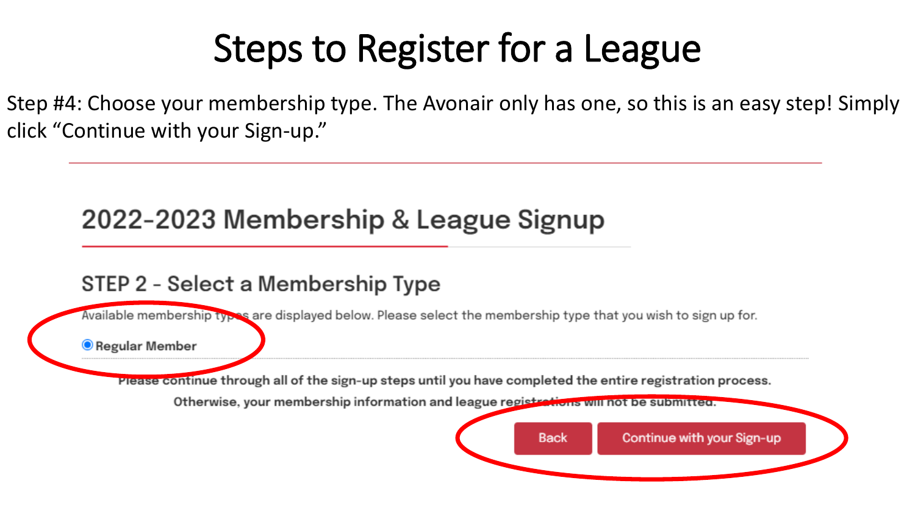# Steps to Register for a League

Step #4: Choose your membership type. The Avonair only has one, so this is an easy step! Simply click "Continue with your Sign-up."

## 2022-2023 Membership & League Signup

### STEP 2 - Select a Membership Type

Available membership types are displayed below. Please select the membership type that you wish to sign up for.

- [x] Regular Member

**Please continue through all of the sign-up steps until you have completed the entire registration process. Otherwise, your membership information and league registrations will not be submitted.**

Back | Continue with your Sign-up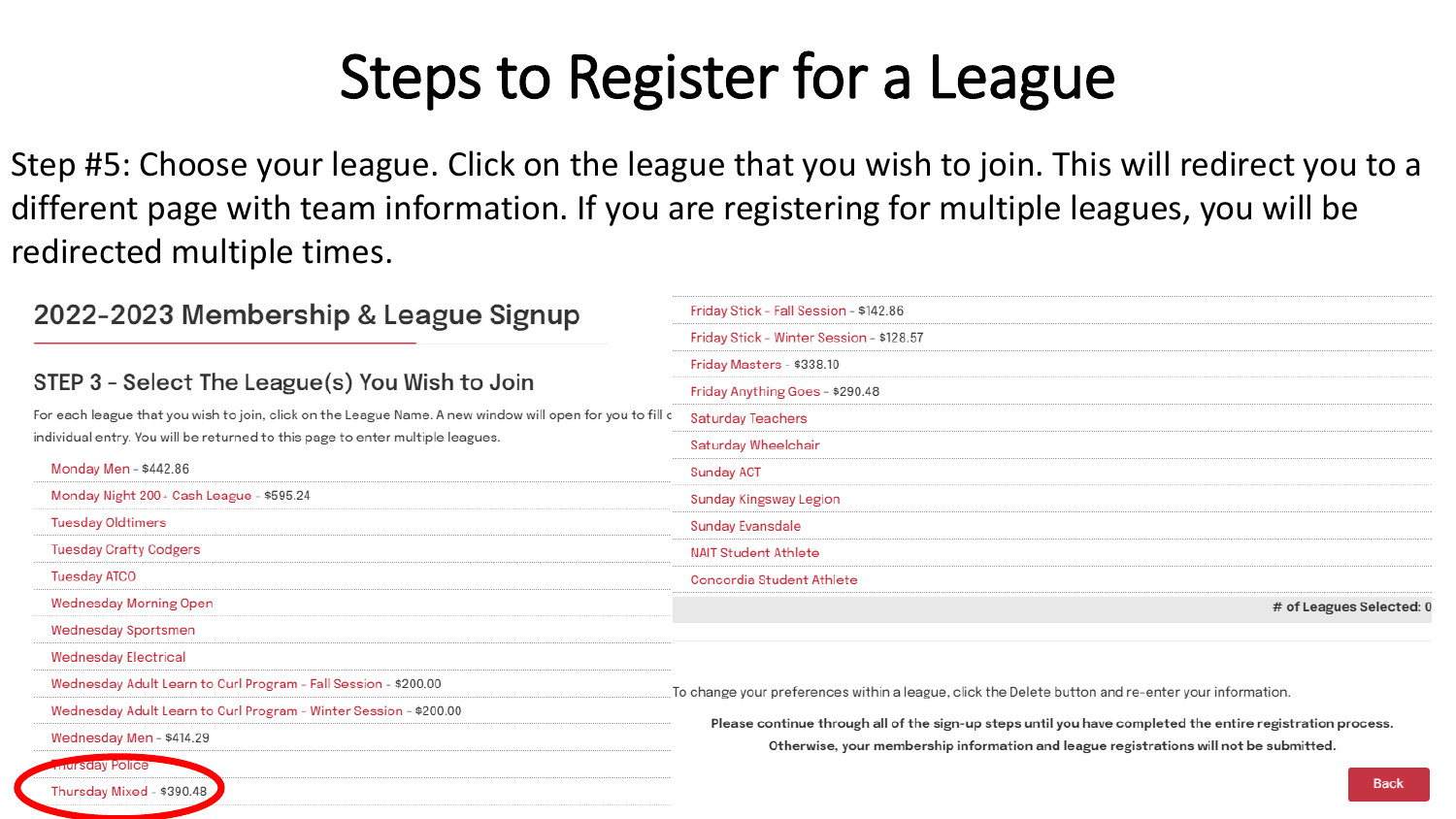# Steps to Register for a League

Step #5: Choose your league. Click on the league that you wish to join. This will redirect you to a different page with team information. If you are registering for multiple leagues, you will be redirected multiple times.

## 2022-2023 Membership & League Signup

### STEP 3 - Select The League(s) You Wish to Join

For each league that you wish to join, click on the League Name. A new window will open for you to fill c individual entry. You will be returned to this page to enter multiple leagues.

- Monday Men - $442.86
- Monday Night 200 - Cash League - $595.24
- Tuesday Oldtimers
- Tuesday Crafty Codgers
- Tuesday ATCO
- Wednesday Morning Open
- Wednesday Sportsmen
- Wednesday Electrical
- Wednesday Adult Learn to Curl Program - Fall Session - $200.00
- Wednesday Adult Learn to Curl Program - Winter Session - $200.00
- Wednesday Men - $414.29
- Thursday Police
- Thursday Mixed - $390.48
- Friday Stick - Fall Session - $142.86
- Friday Stick - Winter Session - $128.57
- Friday Masters - $338.10
- Friday Anything Goes - $290.48
- Saturday Teachers
- Saturday Wheelchair
- Sunday ACT
- Sunday Kingsway Legion
- Sunday Evansdale
- NAIT Student Athlete
- Concordia Student Athlete

**# of Leagues Selected: 0**

To change your preferences within a league, click the Delete button and re-enter your information.

**Please continue through all of the sign-up steps until you have completed the entire registration process. Otherwise, your membership information and league registrations will not be submitted.**

Back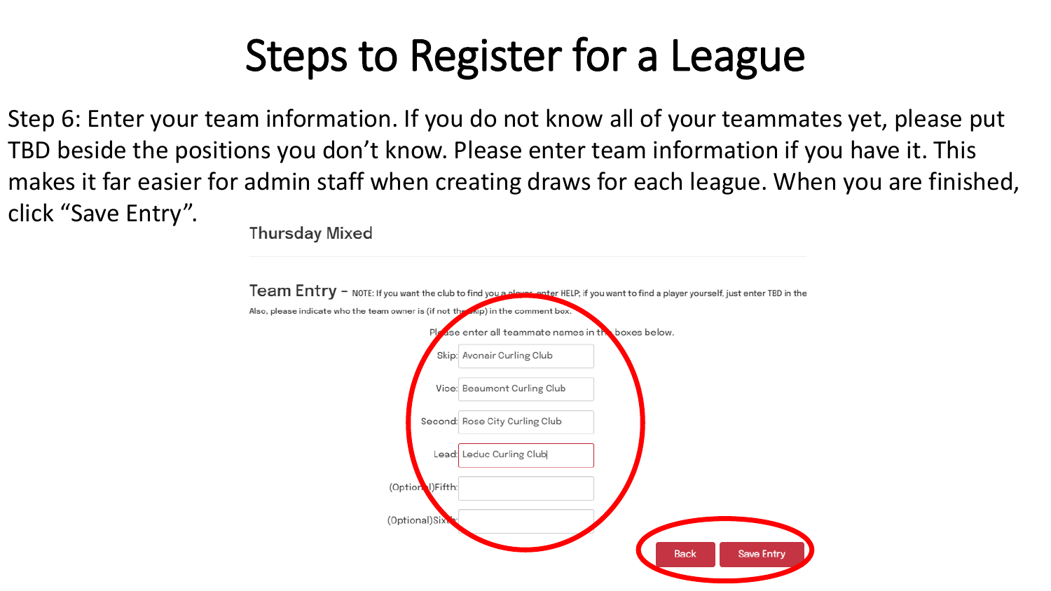# Steps to Register for a League

Step 6: Enter your team information. If you do not know all of your teammates yet, please put TBD beside the positions you don't know. Please enter team information if you have it. This makes it far easier for admin staff when creating draws for each league. When you are finished, click "Save Entry".

Thursday Mixed

Team Entry – NOTE: If you want the club to find you a player, enter HELP; if you want to find a player yourself, just enter TBD in the

Also, please indicate who the team owner is (if not the skip) in the comment box.

Please enter all teammate names in the boxes below.

Skip: Avonair Curling Club

Vice: Beaumont Curling Club

Second: Rose City Curling Club

Lead: Leduc Curling Club

(Optional)Fifth:

(Optional)Sixth:

Back | Save Entry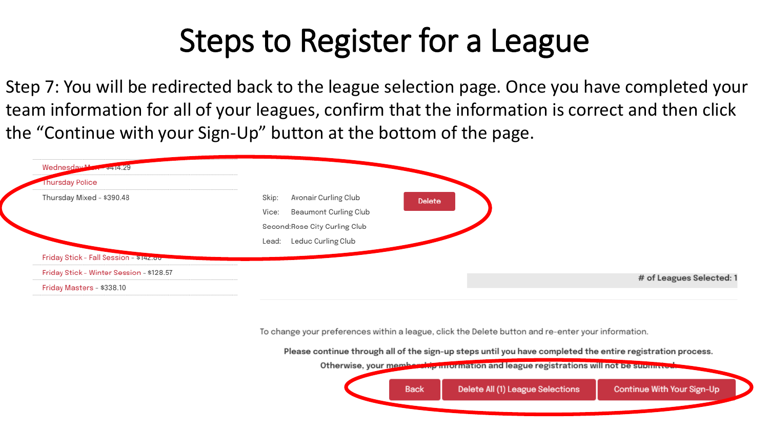# Steps to Register for a League

Step 7: You will be redirected back to the league selection page. Once you have completed your team information for all of your leagues, confirm that the information is correct and then click the "Continue with your Sign-Up" button at the bottom of the page.

Wednesday Men - $414.29

Thursday Police

Thursday Mixed - $390.48

Skip: Avonair Curling Club

Vice: Beaumont Curling Club

Second: Rose City Curling Club

Lead: Leduc Curling Club

Delete

Friday Stick - Fall Session - $142.86

Friday Stick - Winter Session - $128.57

Friday Masters - $338.10

# of Leagues Selected: 1

To change your preferences within a league, click the Delete button and re-enter your information.

**Please continue through all of the sign-up steps until you have completed the entire registration process. Otherwise, your membership information and league registrations will not be submitted.**

Back | Delete All (1) League Selections | Continue With Your Sign-Up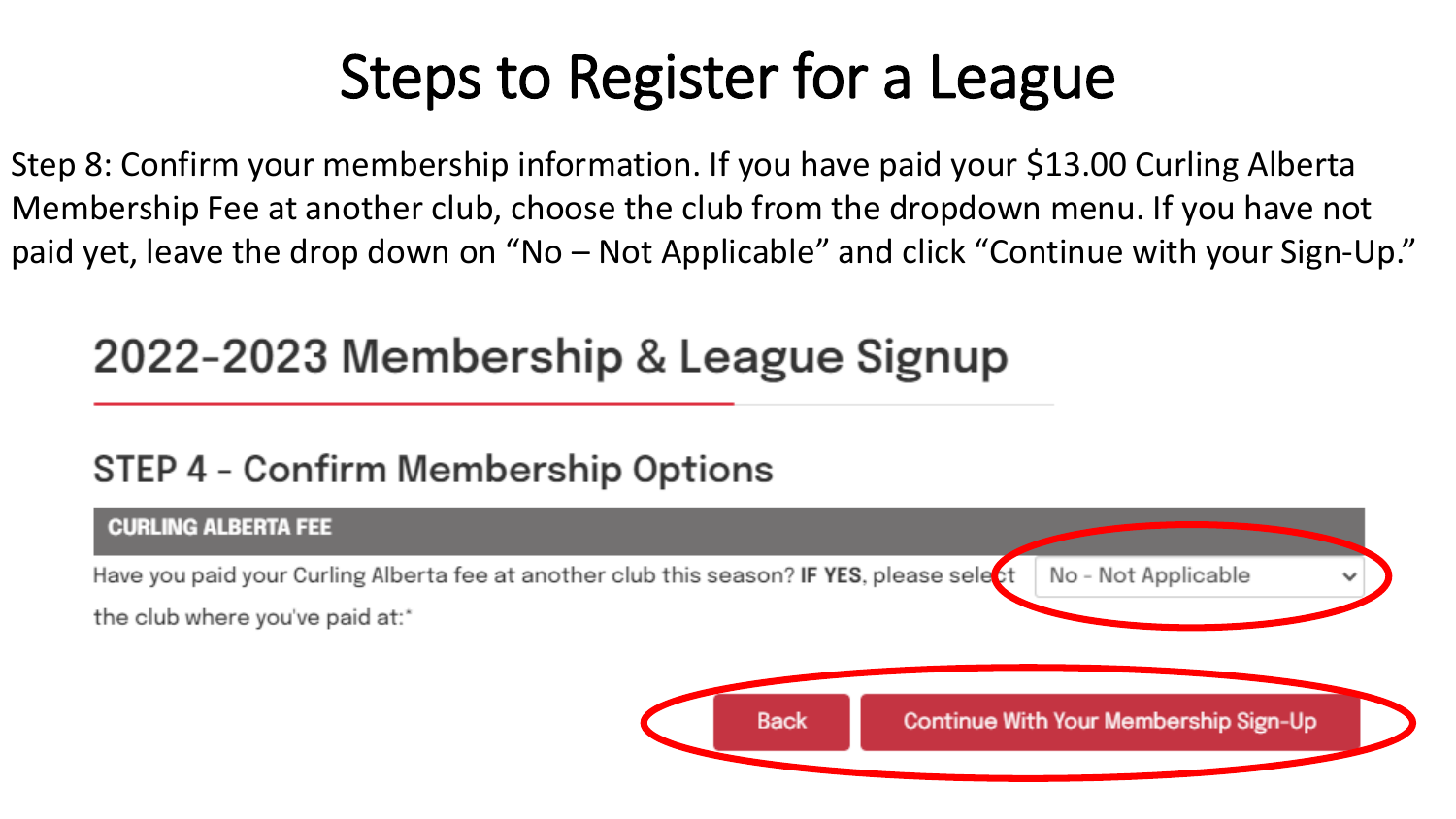# Steps to Register for a League

Step 8: Confirm your membership information. If you have paid your $13.00 Curling Alberta Membership Fee at another club, choose the club from the dropdown menu. If you have not paid yet, leave the drop down on "No – Not Applicable" and click "Continue with your Sign-Up."

## 2022-2023 Membership & League Signup

### STEP 4 - Confirm Membership Options

**CURLING ALBERTA FEE**

Have you paid your Curling Alberta fee at another club this season? **IF YES**, please select the club where you've paid at:* No - Not Applicable

Back | Continue With Your Membership Sign-Up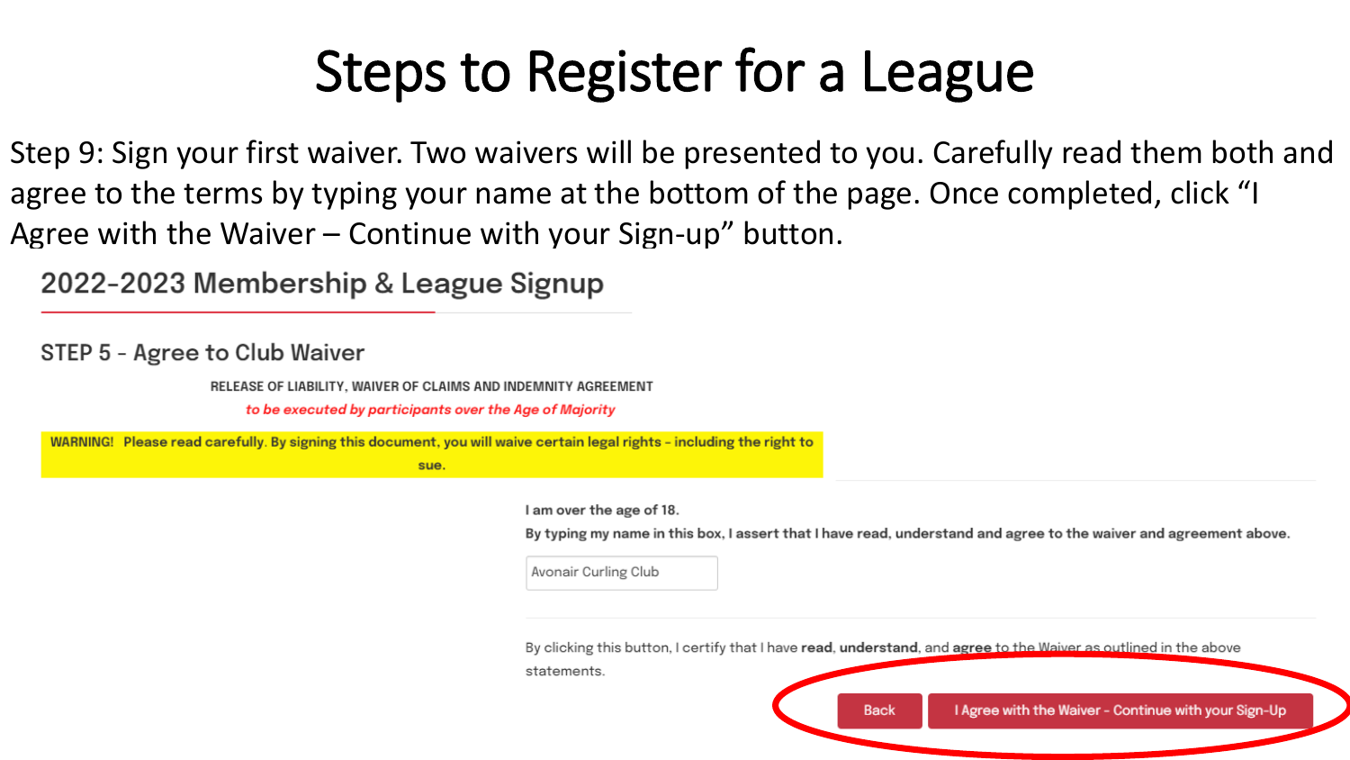# Steps to Register for a League

Step 9: Sign your first waiver. Two waivers will be presented to you. Carefully read them both and agree to the terms by typing your name at the bottom of the page. Once completed, click "I Agree with the Waiver – Continue with your Sign-up" button.

## 2022-2023 Membership & League Signup

### STEP 5 - Agree to Club Waiver

**RELEASE OF LIABILITY, WAIVER OF CLAIMS AND INDEMNITY AGREEMENT**

*to be executed by participants over the Age of Majority*

**WARNING! Please read carefully. By signing this document, you will waive certain legal rights – including the right to sue.**

**I am over the age of 18.**

**By typing my name in this box, I assert that I have read, understand and agree to the waiver and agreement above.**

Avonair Curling Club

By clicking this button, I certify that I have **read**, **understand**, and **agree** to the Waiver as outlined in the above statements.

Back | I Agree with the Waiver - Continue with your Sign-Up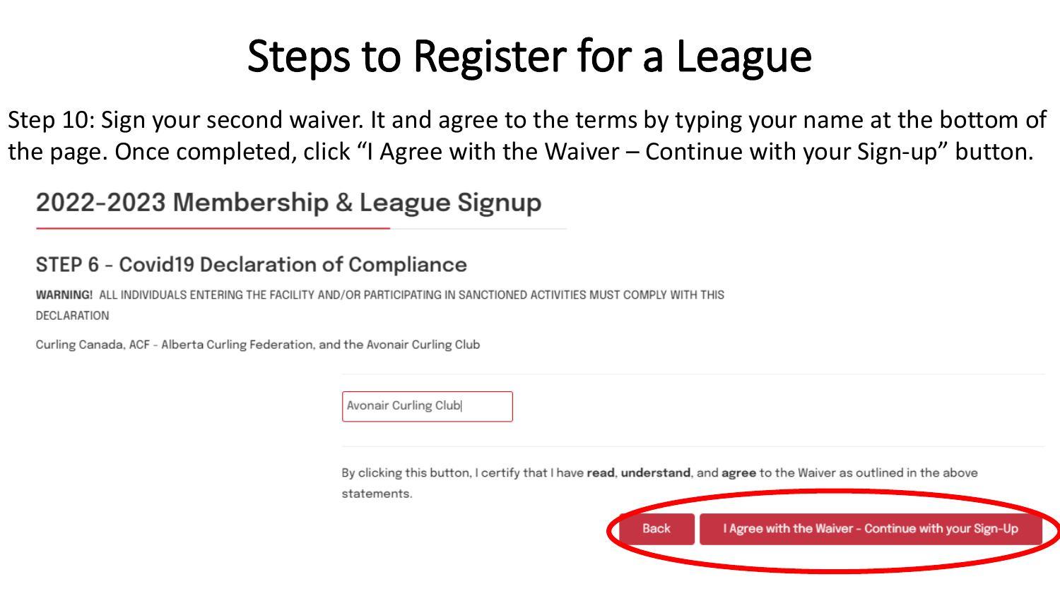# Steps to Register for a League

Step 10: Sign your second waiver. It and agree to the terms by typing your name at the bottom of the page. Once completed, click “I Agree with the Waiver – Continue with your Sign-up” button.

## 2022-2023 Membership & League Signup

### STEP 6 - Covid19 Declaration of Compliance

**WARNING!** ALL INDIVIDUALS ENTERING THE FACILITY AND/OR PARTICIPATING IN SANCTIONED ACTIVITIES MUST COMPLY WITH THIS DECLARATION

Curling Canada, ACF - Alberta Curling Federation, and the Avonair Curling Club

Avonair Curling Club

By clicking this button, I certify that I have **read**, **understand**, and **agree** to the Waiver as outlined in the above statements.

Back | I Agree with the Waiver - Continue with your Sign-Up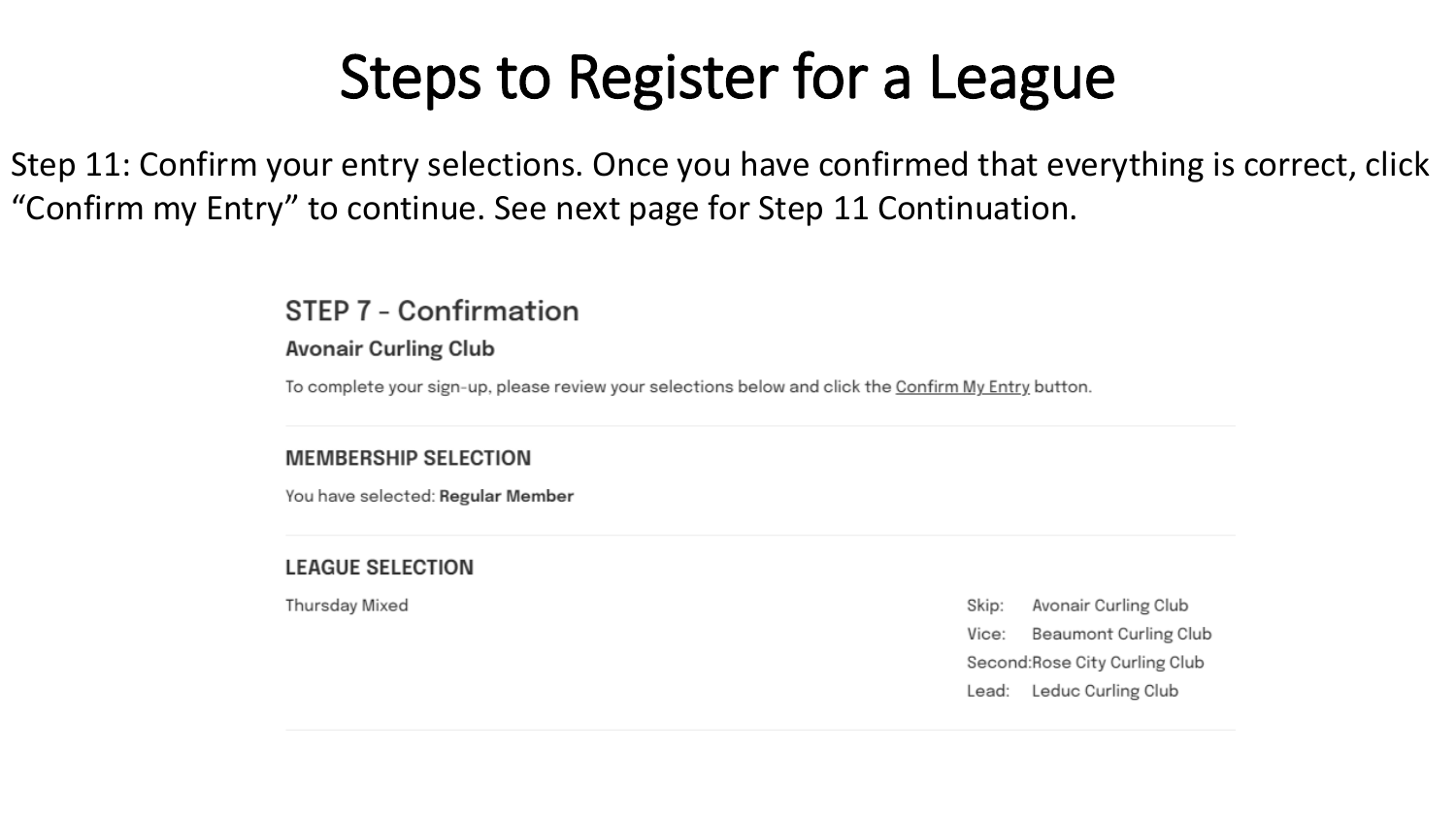# Steps to Register for a League

Step 11: Confirm your entry selections. Once you have confirmed that everything is correct, click “Confirm my Entry” to continue. See next page for Step 11 Continuation.

## STEP 7 - Confirmation

**Avonair Curling Club**

To complete your sign-up, please review your selections below and click the Confirm My Entry button.

### MEMBERSHIP SELECTION

You have selected: **Regular Member**

### LEAGUE SELECTION

Thursday Mixed

Skip: Avonair Curling Club
Vice: Beaumont Curling Club
Second: Rose City Curling Club
Lead: Leduc Curling Club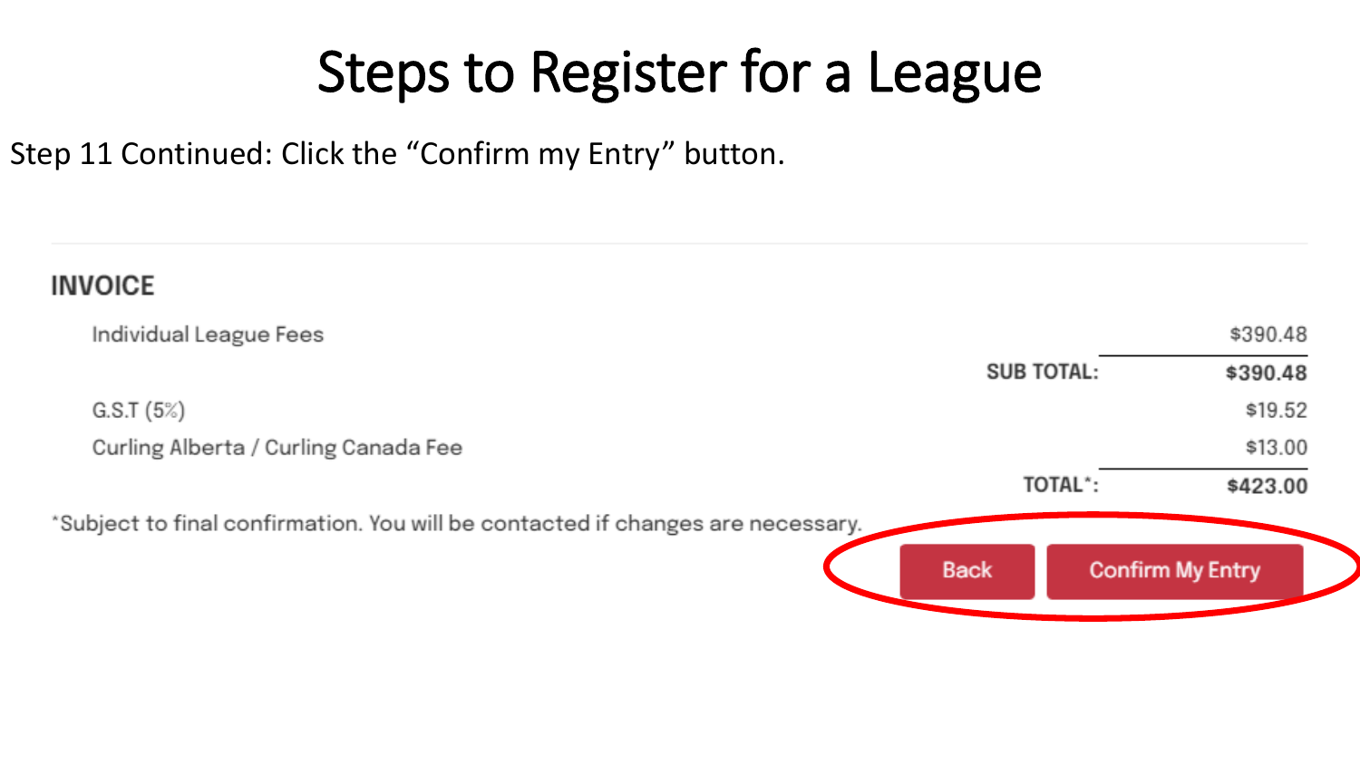# Steps to Register for a League

Step 11 Continued: Click the "Confirm my Entry" button.

## INVOICE

| | | |
|---|---|---|
| Individual League Fees | | $390.48 |
| | **SUB TOTAL:** | **$390.48** |
| G.S.T (5%) | | $19.52 |
| Curling Alberta / Curling Canada Fee | | $13.00 |
| | **TOTAL*:** | **$423.00** |

*Subject to final confirmation. You will be contacted if changes are necessary.

Back | Confirm My Entry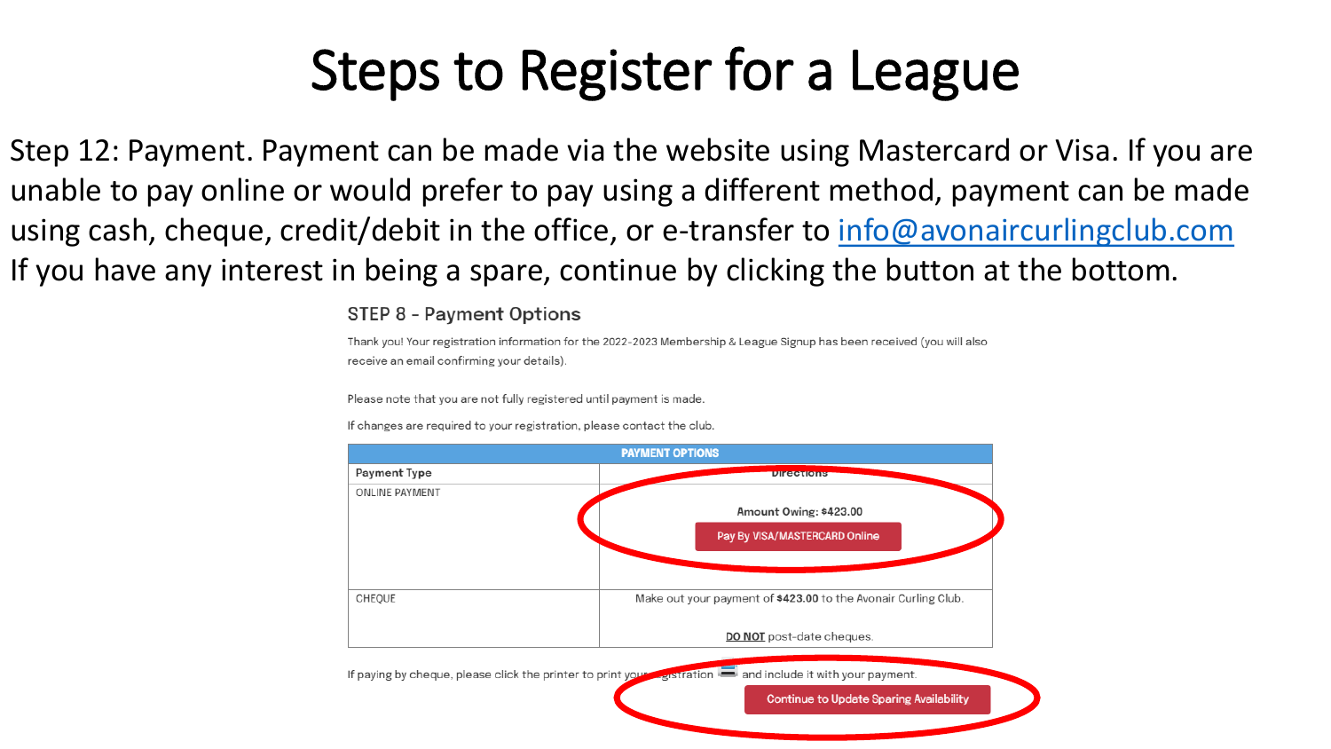# Steps to Register for a League

Step 12: Payment. Payment can be made via the website using Mastercard or Visa. If you are unable to pay online or would prefer to pay using a different method, payment can be made using cash, cheque, credit/debit in the office, or e-transfer to info@avonaircurlingclub.com
If you have any interest in being a spare, continue by clicking the button at the bottom.

### STEP 8 - Payment Options

Thank you! Your registration information for the 2022-2023 Membership & League Signup has been received (you will also receive an email confirming your details).

Please note that you are not fully registered until payment is made.

If changes are required to your registration, please contact the club.

| PAYMENT OPTIONS | |
|---|---|
| **Payment Type** | **Directions** |
| ONLINE PAYMENT | **Amount Owing: $423.00**<br>Pay By VISA/MASTERCARD Online |
| CHEQUE | Make out your payment of **$423.00** to the Avonair Curling Club.<br><br>**DO NOT** post-date cheques. |

If paying by cheque, please click the printer to print your registration and include it with your payment.

Continue to Update Sparing Availability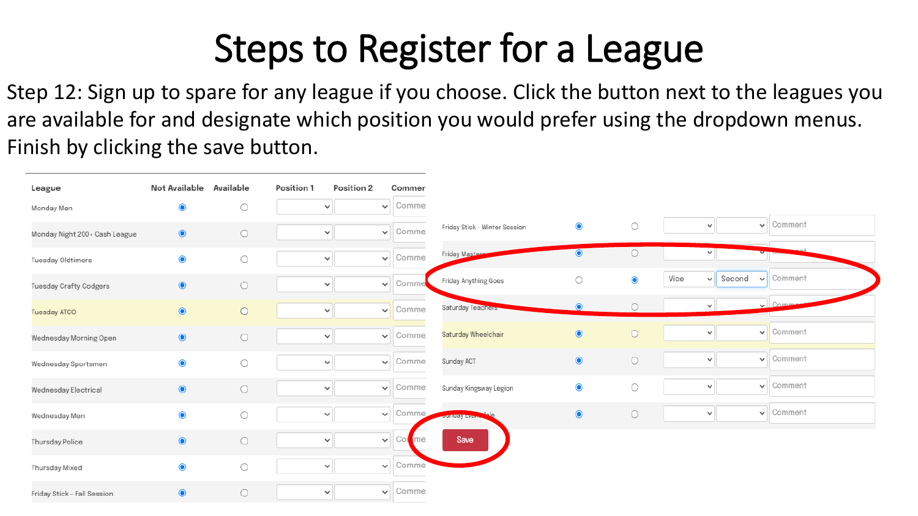# Steps to Register for a League

Step 12: Sign up to spare for any league if you choose. Click the button next to the leagues you are available for and designate which position you would prefer using the dropdown menus. Finish by clicking the save button.

| League | Not Available | Available | Position 1 | Position 2 | Comment |
|---|---|---|---|---|---|
| Monday Men | ◉ | ○ | | | Comment |
| Monday Night 200+ Cash League | ◉ | ○ | | | Comment |
| Tuesday Oldtimers | ◉ | ○ | | | Comment |
| Tuesday Crafty Codgers | ◉ | ○ | | | Comment |
| Tuesday ATCO | ◉ | ○ | | | Comment |
| Wednesday Morning Open | ◉ | ○ | | | Comment |
| Wednesday Sportsmen | ◉ | ○ | | | Comment |
| Wednesday Electrical | ◉ | ○ | | | Comment |
| Wednesday Men | ◉ | ○ | | | Comment |
| Thursday Police | ◉ | ○ | | | Comment |
| Thursday Mixed | ◉ | ○ | | | Comment |
| Friday Stick - Fall Session | ◉ | ○ | | | Comment |
| Friday Stick - Winter Session | ◉ | ○ | | | Comment |
| Friday Masters | ◉ | ○ | | | Comment |
| Friday Anything Goes | ○ | ◉ | Vice | Second | Comment |
| Saturday Teachers | ◉ | ○ | | | Comment |
| Saturday Wheelchair | ◉ | ○ | | | Comment |
| Sunday ACT | ◉ | ○ | | | Comment |
| Sunday Kingsway Legion | ◉ | ○ | | | Comment |
| Sunday Evendale | ◉ | ○ | | | Comment |

Save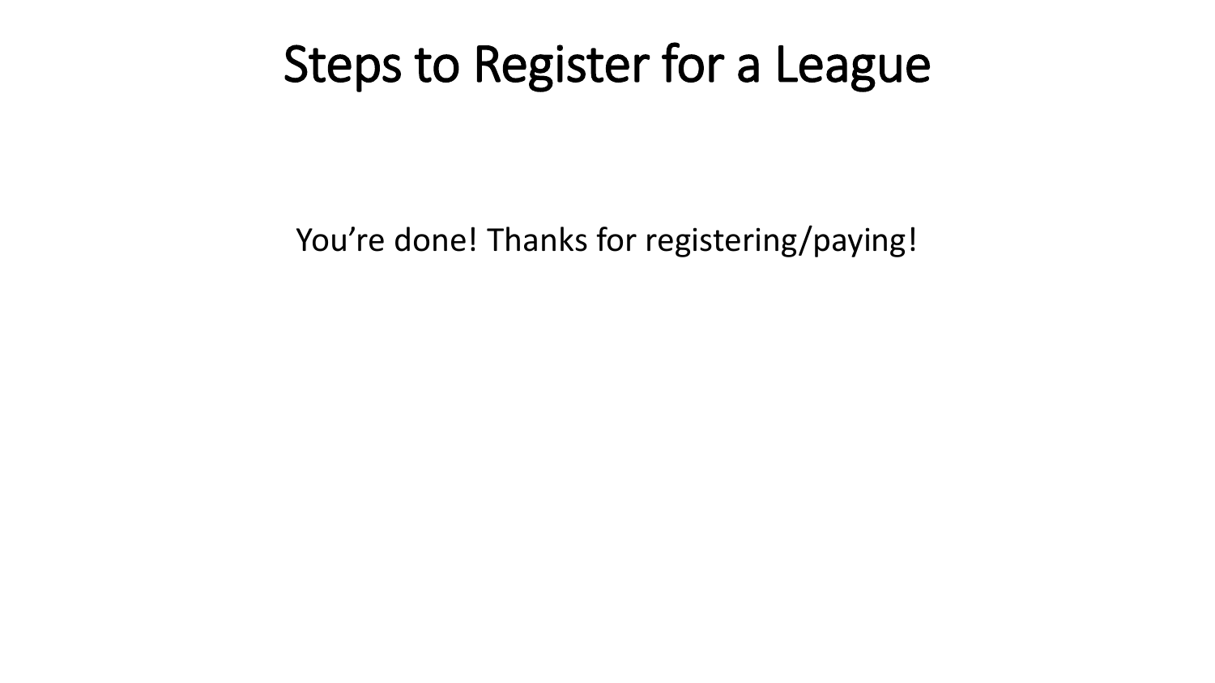# Steps to Register for a League

You’re done! Thanks for registering/paying!